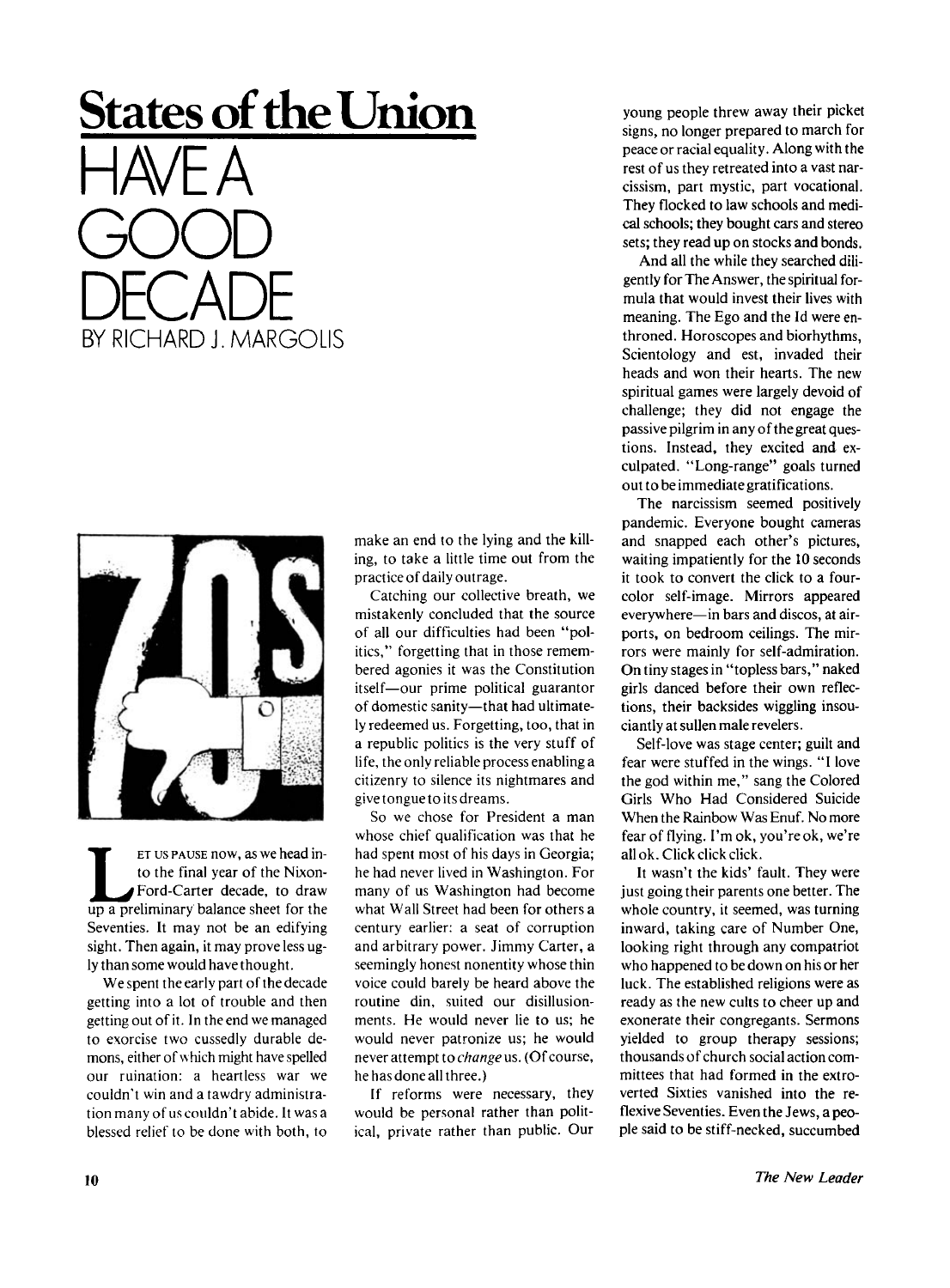# States of the Union

## HAVE A GOOD DECADE

BY RICHARD J. MARGOLIS

LET US PAUSE now, as we head into the final year of the Nixon-Ford-Carter decade, to draw up a preliminary balance sheet for the Seventies. It may not be an edifying sight. Then again, it may prove less ugly than some would have thought.

We spent the early part of the decade getting into a lot of trouble and then getting out of it. In the end we managed to exorcise two cussedly durable demons, either of which might have spelled our ruination: a heartless war we couldn't win and a tawdry administration many of us couldn't abide. It was a blessed relief to be done with both, to make an end to the lying and the killing, to take a little time out from the practice of daily outrage.

Catching our collective breath, we mistakenly concluded that the source of all our difficulties had been "politics," forgetting that in those remembered agonies it was the Constitution itself—our prime political guarantor of domestic sanity—that had ultimately redeemed us. Forgetting, too, that in a republic politics is the very stuff of life, the only reliable process enabling a citizenry to silence its nightmares and give tongue to its dreams.

So we chose for President a man whose chief qualification was that he had spent most of his days in Georgia; he had never lived in Washington. For many of us Washington had become what Wall Street had been for others a century earlier: a seat of corruption and arbitrary power. Jimmy Carter, a seemingly honest nonentity whose thin voice could barely be heard above the routine din, suited our disillusionments. He would never lie to us; he would never patronize us; he would never attempt to *change* us. (Of course, he has done all three.)

If reforms were necessary, they would be personal rather than political, private rather than public. Our young people threw away their picket signs, no longer prepared to march for peace or racial equality. Along with the rest of us they retreated into a vast narcissism, part mystic, part vocational. They flocked to law schools and medical schools; they bought cars and stereo sets; they read up on stocks and bonds.

And all the while they searched diligently for The Answer, the spiritual formula that would invest their lives with meaning. The Ego and the Id were enthroned. Horoscopes and biorhythms, Scientology and est, invaded their heads and won their hearts. The new spiritual games were largely devoid of challenge; they did not engage the passive pilgrim in any of the great questions. Instead, they excited and exculpated. "Long-range" goals turned out to be immediate gratifications.

The narcissism seemed positively pandemic. Everyone bought cameras and snapped each other's pictures, waiting impatiently for the 10 seconds it took to convert the click to a four-color self-image. Mirrors appeared everywhere—in bars and discos, at airports, on bedroom ceilings. The mirrors were mainly for self-admiration. On tiny stages in "topless bars," naked girls danced before their own reflections, their backsides wiggling insouciantly at sullen male revelers.

Self-love was stage center; guilt and fear were stuffed in the wings. "I love the god within me," sang the Colored Girls Who Had Considered Suicide When the Rainbow Was Enuf. No more fear of flying. I'm ok, you're ok, we're all ok. Click click click.

It wasn't the kids' fault. They were just going their parents one better. The whole country, it seemed, was turning inward, taking care of Number One, looking right through any compatriot who happened to be down on his or her luck. The established religions were as ready as the new cults to cheer up and exonerate their congregants. Sermons yielded to group therapy sessions; thousands of church social action committees that had formed in the extroverted Sixties vanished into the reflexive Seventies. Even the Jews, a people said to be stiff-necked, succumbed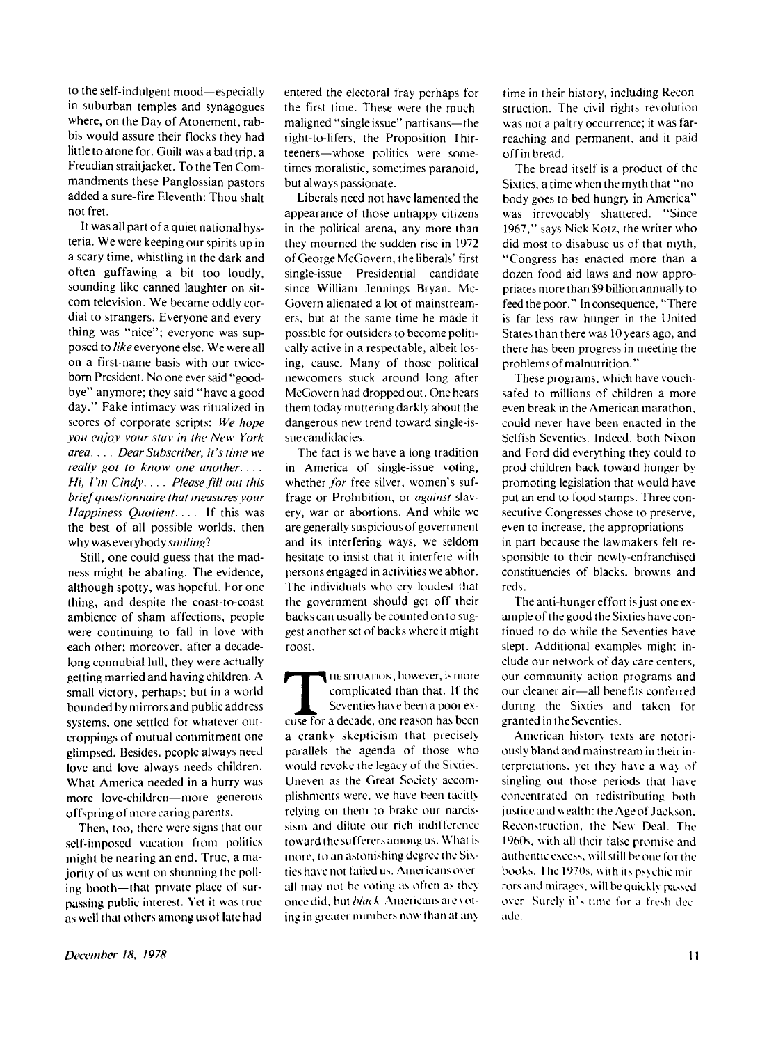to the self-indulgent mood—especially in suburban temples and synagogues where, on the Day of Atonement, rabbis would assure their flocks they had little to atone for. Guilt was a bad trip, a Freudian straitjacket. To the Ten Commandments these Panglossian pastors added a sure-fire Eleventh: Thou shalt not fret.

It was all part of a quiet national hysteria. We were keeping our spirits up in a scary time, whistling in the dark and often guffawing a bit too loudly, sounding like canned laughter on sitcom television. We became oddly cordial to strangers. Everyone and everything was "nice"; everyone was supposed to *like* everyone else. We were all on a first-name basis with our twice-born President. No one ever said "goodbye" anymore; they said "have a good day." Fake intimacy was ritualized in scores of corporate scripts: *We hope you enjoy your stay in the New York area. . . . Dear Subscriber, it's time we really got to know one another. . . . Hi, I'm Cindy. . . . Please fill out this brief questionnaire that measures your Happiness Quotient. . . .* If this was the best of all possible worlds, then why was everybody *smiling*?

Still, one could guess that the madness might be abating. The evidence, although spotty, was hopeful. For one thing, and despite the coast-to-coast ambience of sham affections, people were continuing to fall in love with each other; moreover, after a decade-long connubial lull, they were actually getting married and having children. A small victory, perhaps; but in a world bounded by mirrors and public address systems, one settled for whatever outcroppings of mutual commitment one glimpsed. Besides, people always need love and love always needs children. What America needed in a hurry was more love-children—more generous offspring of more caring parents.

Then, too, there were signs that our self-imposed vacation from politics might be nearing an end. True, a majority of us went on shunning the polling booth—that private place of surpassing public interest. Yet it was true as well that others among us of late had entered the electoral fray perhaps for the first time. These were the much-maligned "single issue" partisans—the right-to-lifers, the Proposition Thirteeners—whose politics were sometimes moralistic, sometimes paranoid, but always passionate.

Liberals need not have lamented the appearance of those unhappy citizens in the political arena, any more than they mourned the sudden rise in 1972 of George McGovern, the liberals' first single-issue Presidential candidate since William Jennings Bryan. McGovern alienated a lot of mainstreamers, but at the same time he made it possible for outsiders to become politically active in a respectable, albeit losing, cause. Many of those political newcomers stuck around long after McGovern had dropped out. One hears them today muttering darkly about the dangerous new trend toward single-issue candidacies.

The fact is we have a long tradition in America of single-issue voting, whether *for* free silver, women's suffrage or Prohibition, or *against* slavery, war or abortions. And while we are generally suspicious of government and its interfering ways, we seldom hesitate to insist that it interfere with persons engaged in activities we abhor. The individuals who cry loudest that the government should get off their backs can usually be counted on to suggest another set of backs where it might roost.

THE SITUATION, however, is more complicated than that. If the Seventies have been a poor excuse for a decade, one reason has been a cranky skepticism that precisely parallels the agenda of those who would revoke the legacy of the Sixties. Uneven as the Great Society accomplishments were, we have been tacitly relying on them to brake our narcissism and dilute our rich indifference toward the sufferers among us. What is more, to an astonishing degree the Sixties have not failed us. Americans overall may not be voting as often as they once did, but *black* Americans are voting in greater numbers now than at any time in their history, including Reconstruction. The civil rights revolution was not a paltry occurrence; it was far-reaching and permanent, and it paid off in bread.

The bread itself is a product of the Sixties, a time when the myth that "nobody goes to bed hungry in America" was irrevocably shattered. "Since 1967," says Nick Kotz, the writer who did most to disabuse us of that myth, "Congress has enacted more than a dozen food aid laws and now appropriates more than $9 billion annually to feed the poor." In consequence, "There is far less raw hunger in the United States than there was 10 years ago, and there has been progress in meeting the problems of malnutrition."

These programs, which have vouchsafed to millions of children a more even break in the American marathon, could never have been enacted in the Selfish Seventies. Indeed, both Nixon and Ford did everything they could to prod children back toward hunger by promoting legislation that would have put an end to food stamps. Three consecutive Congresses chose to preserve, even to increase, the appropriations—in part because the lawmakers felt responsible to their newly-enfranchised constituencies of blacks, browns and reds.

The anti-hunger effort is just one example of the good the Sixties have continued to do while the Seventies have slept. Additional examples might include our network of day care centers, our community action programs and our cleaner air—all benefits conferred during the Sixties and taken for granted in the Seventies.

American history texts are notoriously bland and mainstream in their interpretations, yet they have a way of singling out those periods that have concentrated on redistributing both justice and wealth: the Age of Jackson, Reconstruction, the New Deal. The 1960s, with all their false promise and authentic excess, will still be one for the books. The 1970s, with its psychic mirrors and mirages, will be quickly passed over. Surely it's time for a fresh decade.